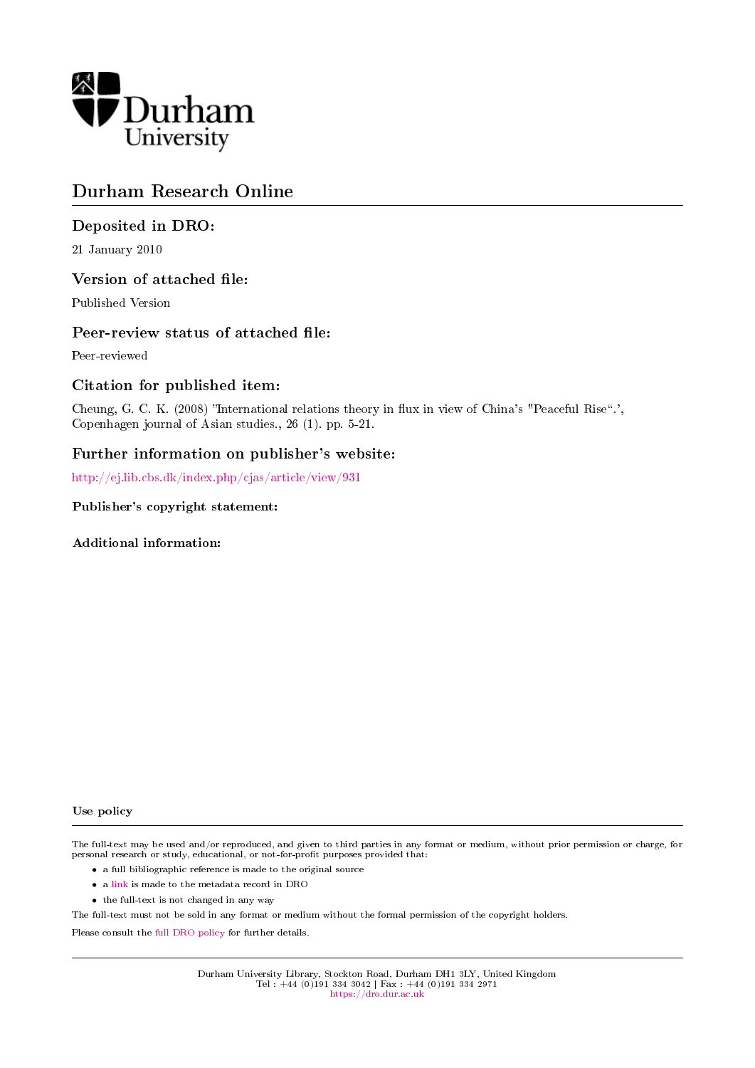Durham University

# Durham Research Online

## Deposited in DRO:

21 January 2010

## Version of attached file:

Published Version

## Peer-review status of attached file:

Peer-reviewed

## Citation for published item:

Cheung, G. C. K. (2008) 'International relations theory in flux in view of China's "Peaceful Rise".', Copenhagen journal of Asian studies., 26 (1). pp. 5-21.

## Further information on publisher's website:

http://ej.lib.cbs.dk/index.php/cjas/article/view/931

### Publisher's copyright statement:

### Additional information:

### Use policy

The full-text may be used and/or reproduced, and given to third parties in any format or medium, without prior permission or charge, for personal research or study, educational, or not-for-profit purposes provided that:

- a full bibliographic reference is made to the original source
- a link is made to the metadata record in DRO
- the full-text is not changed in any way

The full-text must not be sold in any format or medium without the formal permission of the copyright holders.

Please consult the full DRO policy for further details.

Durham University Library, Stockton Road, Durham DH1 3LY, United Kingdom
Tel : +44 (0)191 334 3042 | Fax : +44 (0)191 334 2971
https://dro.dur.ac.uk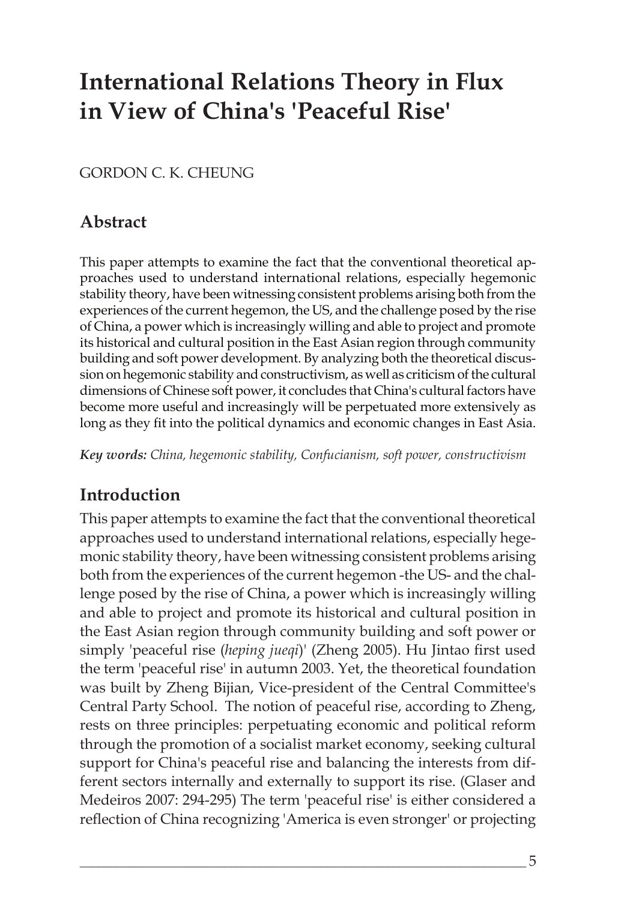# International Relations Theory in Flux in View of China's 'Peaceful Rise'

GORDON C. K. CHEUNG

## Abstract

This paper attempts to examine the fact that the conventional theoretical approaches used to understand international relations, especially hegemonic stability theory, have been witnessing consistent problems arising both from the experiences of the current hegemon, the US, and the challenge posed by the rise of China, a power which is increasingly willing and able to project and promote its historical and cultural position in the East Asian region through community building and soft power development. By analyzing both the theoretical discussion on hegemonic stability and constructivism, as well as criticism of the cultural dimensions of Chinese soft power, it concludes that China's cultural factors have become more useful and increasingly will be perpetuated more extensively as long as they fit into the political dynamics and economic changes in East Asia.

***Key words:*** *China, hegemonic stability, Confucianism, soft power, constructivism*

## Introduction

This paper attempts to examine the fact that the conventional theoretical approaches used to understand international relations, especially hegemonic stability theory, have been witnessing consistent problems arising both from the experiences of the current hegemon -the US- and the challenge posed by the rise of China, a power which is increasingly willing and able to project and promote its historical and cultural position in the East Asian region through community building and soft power or simply 'peaceful rise (*heping jueqi*)' (Zheng 2005). Hu Jintao first used the term 'peaceful rise' in autumn 2003. Yet, the theoretical foundation was built by Zheng Bijian, Vice-president of the Central Committee's Central Party School. The notion of peaceful rise, according to Zheng, rests on three principles: perpetuating economic and political reform through the promotion of a socialist market economy, seeking cultural support for China's peaceful rise and balancing the interests from different sectors internally and externally to support its rise. (Glaser and Medeiros 2007: 294-295) The term 'peaceful rise' is either considered a reflection of China recognizing 'America is even stronger' or projecting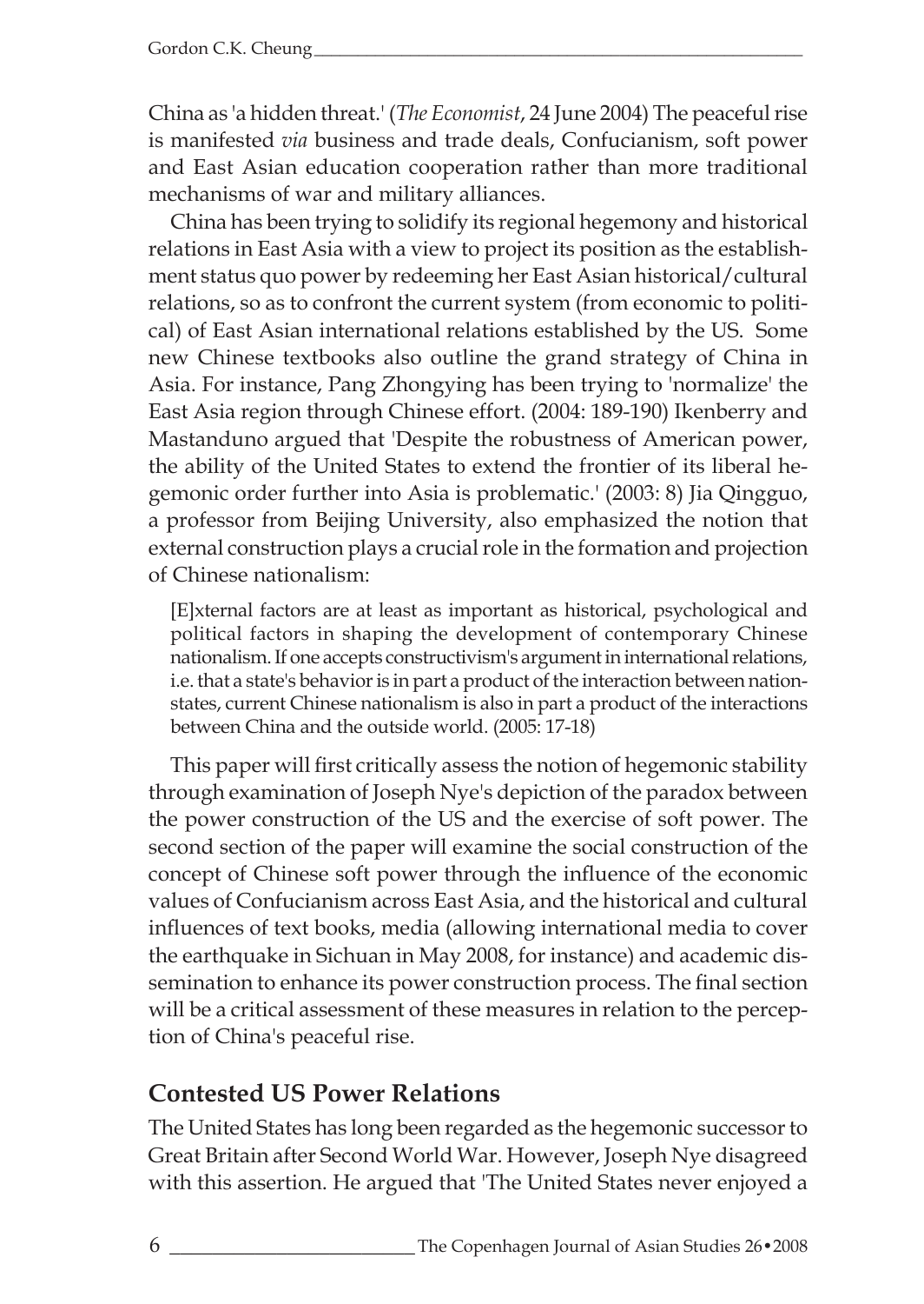China as 'a hidden threat.' (*The Economist*, 24 June 2004) The peaceful rise is manifested *via* business and trade deals, Confucianism, soft power and East Asian education cooperation rather than more traditional mechanisms of war and military alliances.

China has been trying to solidify its regional hegemony and historical relations in East Asia with a view to project its position as the establishment status quo power by redeeming her East Asian historical/cultural relations, so as to confront the current system (from economic to political) of East Asian international relations established by the US. Some new Chinese textbooks also outline the grand strategy of China in Asia. For instance, Pang Zhongying has been trying to 'normalize' the East Asia region through Chinese effort. (2004: 189-190) Ikenberry and Mastanduno argued that 'Despite the robustness of American power, the ability of the United States to extend the frontier of its liberal hegemonic order further into Asia is problematic.' (2003: 8) Jia Qingguo, a professor from Beijing University, also emphasized the notion that external construction plays a crucial role in the formation and projection of Chinese nationalism:

> [E]xternal factors are at least as important as historical, psychological and political factors in shaping the development of contemporary Chinese nationalism. If one accepts constructivism's argument in international relations, i.e. that a state's behavior is in part a product of the interaction between nation-states, current Chinese nationalism is also in part a product of the interactions between China and the outside world. (2005: 17-18)

This paper will first critically assess the notion of hegemonic stability through examination of Joseph Nye's depiction of the paradox between the power construction of the US and the exercise of soft power. The second section of the paper will examine the social construction of the concept of Chinese soft power through the influence of the economic values of Confucianism across East Asia, and the historical and cultural influences of text books, media (allowing international media to cover the earthquake in Sichuan in May 2008, for instance) and academic dissemination to enhance its power construction process. The final section will be a critical assessment of these measures in relation to the perception of China's peaceful rise.

## Contested US Power Relations

The United States has long been regarded as the hegemonic successor to Great Britain after Second World War. However, Joseph Nye disagreed with this assertion. He argued that 'The United States never enjoyed a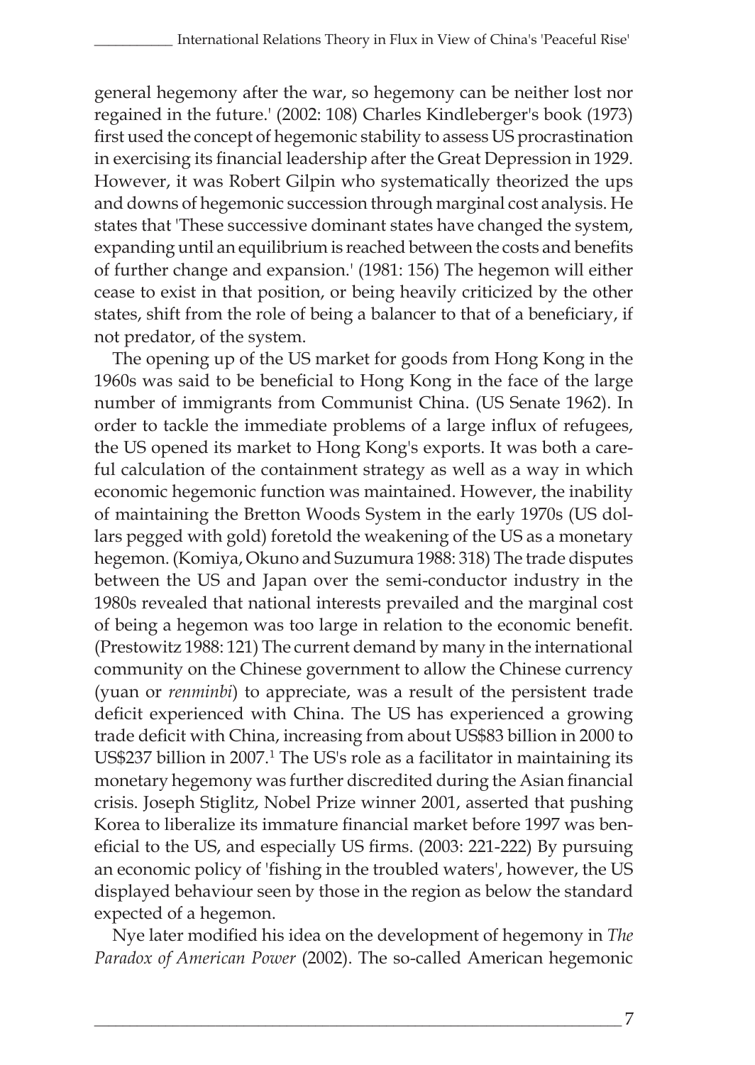general hegemony after the war, so hegemony can be neither lost nor regained in the future.' (2002: 108) Charles Kindleberger's book (1973) first used the concept of hegemonic stability to assess US procrastination in exercising its financial leadership after the Great Depression in 1929. However, it was Robert Gilpin who systematically theorized the ups and downs of hegemonic succession through marginal cost analysis. He states that 'These successive dominant states have changed the system, expanding until an equilibrium is reached between the costs and benefits of further change and expansion.' (1981: 156) The hegemon will either cease to exist in that position, or being heavily criticized by the other states, shift from the role of being a balancer to that of a beneficiary, if not predator, of the system.

The opening up of the US market for goods from Hong Kong in the 1960s was said to be beneficial to Hong Kong in the face of the large number of immigrants from Communist China. (US Senate 1962). In order to tackle the immediate problems of a large influx of refugees, the US opened its market to Hong Kong's exports. It was both a careful calculation of the containment strategy as well as a way in which economic hegemonic function was maintained. However, the inability of maintaining the Bretton Woods System in the early 1970s (US dollars pegged with gold) foretold the weakening of the US as a monetary hegemon. (Komiya, Okuno and Suzumura 1988: 318) The trade disputes between the US and Japan over the semi-conductor industry in the 1980s revealed that national interests prevailed and the marginal cost of being a hegemon was too large in relation to the economic benefit. (Prestowitz 1988: 121) The current demand by many in the international community on the Chinese government to allow the Chinese currency (yuan or *renminbi*) to appreciate, was a result of the persistent trade deficit experienced with China. The US has experienced a growing trade deficit with China, increasing from about US$83 billion in 2000 to US$237 billion in 2007.[1] The US's role as a facilitator in maintaining its monetary hegemony was further discredited during the Asian financial crisis. Joseph Stiglitz, Nobel Prize winner 2001, asserted that pushing Korea to liberalize its immature financial market before 1997 was beneficial to the US, and especially US firms. (2003: 221-222) By pursuing an economic policy of 'fishing in the troubled waters', however, the US displayed behaviour seen by those in the region as below the standard expected of a hegemon.

Nye later modified his idea on the development of hegemony in *The Paradox of American Power* (2002). The so-called American hegemonic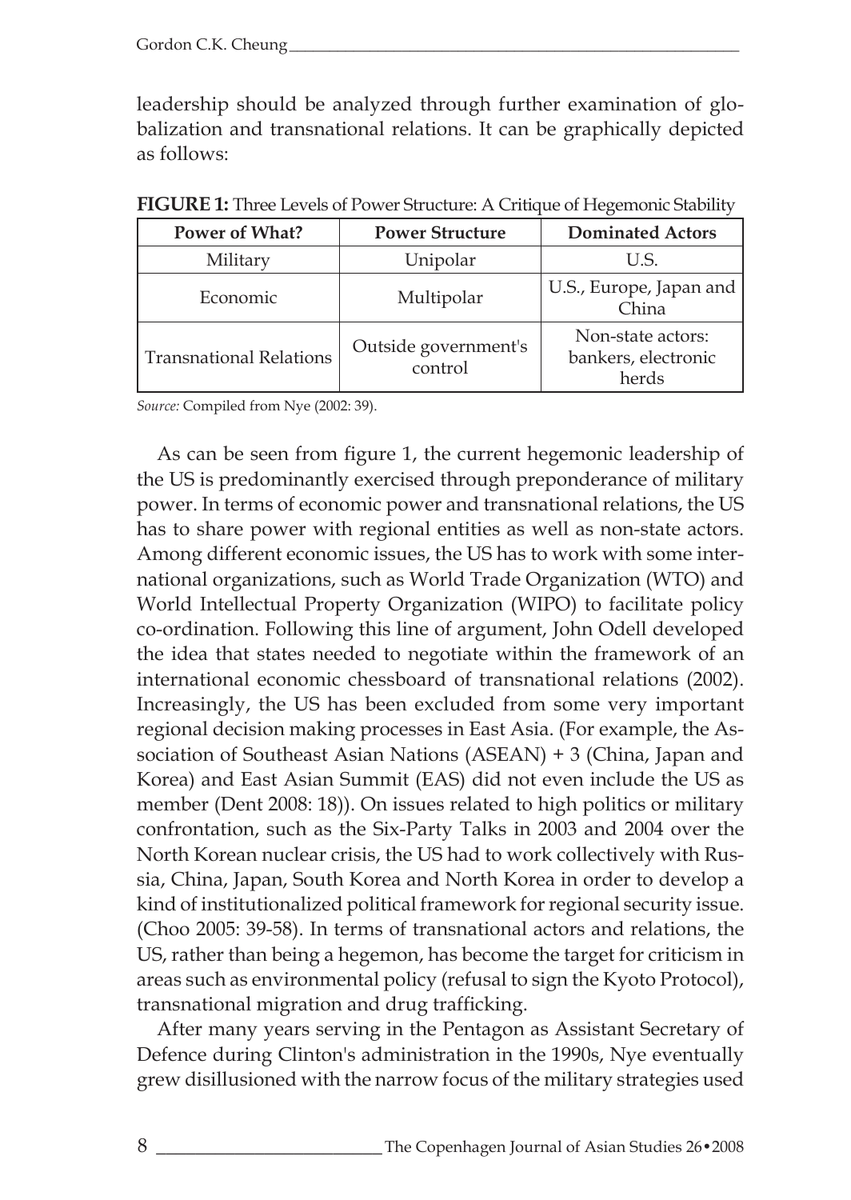leadership should be analyzed through further examination of globalization and transnational relations. It can be graphically depicted as follows:

**FIGURE 1:** Three Levels of Power Structure: A Critique of Hegemonic Stability

| Power of What? | Power Structure | Dominated Actors |
|---|---|---|
| Military | Unipolar | U.S. |
| Economic | Multipolar | U.S., Europe, Japan and China |
| Transnational Relations | Outside government's control | Non-state actors: bankers, electronic herds |

*Source:* Compiled from Nye (2002: 39).

As can be seen from figure 1, the current hegemonic leadership of the US is predominantly exercised through preponderance of military power. In terms of economic power and transnational relations, the US has to share power with regional entities as well as non-state actors. Among different economic issues, the US has to work with some international organizations, such as World Trade Organization (WTO) and World Intellectual Property Organization (WIPO) to facilitate policy co-ordination. Following this line of argument, John Odell developed the idea that states needed to negotiate within the framework of an international economic chessboard of transnational relations (2002). Increasingly, the US has been excluded from some very important regional decision making processes in East Asia. (For example, the Association of Southeast Asian Nations (ASEAN) + 3 (China, Japan and Korea) and East Asian Summit (EAS) did not even include the US as member (Dent 2008: 18)). On issues related to high politics or military confrontation, such as the Six-Party Talks in 2003 and 2004 over the North Korean nuclear crisis, the US had to work collectively with Russia, China, Japan, South Korea and North Korea in order to develop a kind of institutionalized political framework for regional security issue. (Choo 2005: 39-58). In terms of transnational actors and relations, the US, rather than being a hegemon, has become the target for criticism in areas such as environmental policy (refusal to sign the Kyoto Protocol), transnational migration and drug trafficking.

After many years serving in the Pentagon as Assistant Secretary of Defence during Clinton's administration in the 1990s, Nye eventually grew disillusioned with the narrow focus of the military strategies used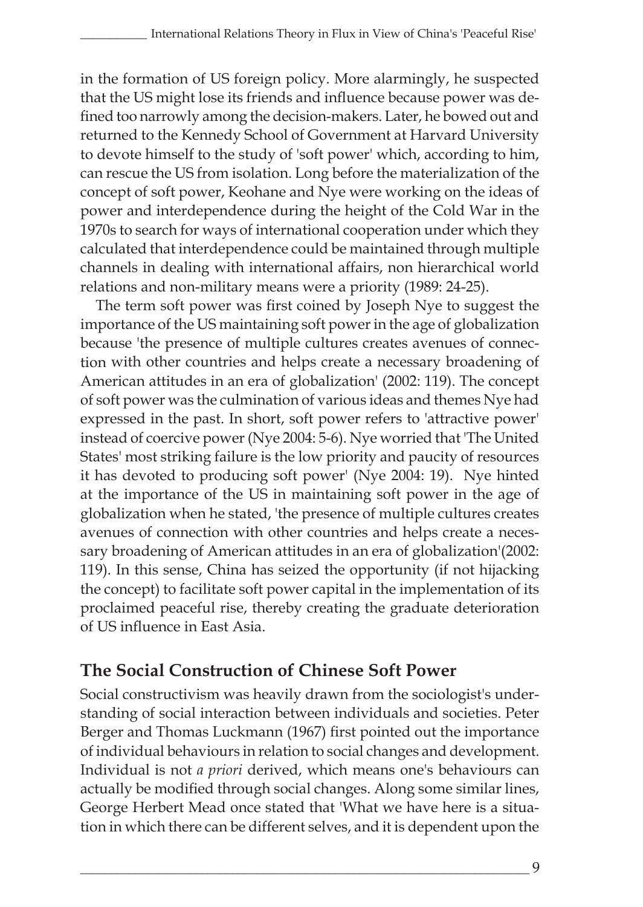in the formation of US foreign policy. More alarmingly, he suspected that the US might lose its friends and influence because power was defined too narrowly among the decision-makers. Later, he bowed out and returned to the Kennedy School of Government at Harvard University to devote himself to the study of 'soft power' which, according to him, can rescue the US from isolation. Long before the materialization of the concept of soft power, Keohane and Nye were working on the ideas of power and interdependence during the height of the Cold War in the 1970s to search for ways of international cooperation under which they calculated that interdependence could be maintained through multiple channels in dealing with international affairs, non hierarchical world relations and non-military means were a priority (1989: 24-25).

The term soft power was first coined by Joseph Nye to suggest the importance of the US maintaining soft power in the age of globalization because 'the presence of multiple cultures creates avenues of connection with other countries and helps create a necessary broadening of American attitudes in an era of globalization' (2002: 119). The concept of soft power was the culmination of various ideas and themes Nye had expressed in the past. In short, soft power refers to 'attractive power' instead of coercive power (Nye 2004: 5-6). Nye worried that 'The United States' most striking failure is the low priority and paucity of resources it has devoted to producing soft power' (Nye 2004: 19). Nye hinted at the importance of the US in maintaining soft power in the age of globalization when he stated, 'the presence of multiple cultures creates avenues of connection with other countries and helps create a necessary broadening of American attitudes in an era of globalization'(2002: 119). In this sense, China has seized the opportunity (if not hijacking the concept) to facilitate soft power capital in the implementation of its proclaimed peaceful rise, thereby creating the graduate deterioration of US influence in East Asia.

## The Social Construction of Chinese Soft Power

Social constructivism was heavily drawn from the sociologist's understanding of social interaction between individuals and societies. Peter Berger and Thomas Luckmann (1967) first pointed out the importance of individual behaviours in relation to social changes and development. Individual is not *a priori* derived, which means one's behaviours can actually be modified through social changes. Along some similar lines, George Herbert Mead once stated that 'What we have here is a situation in which there can be different selves, and it is dependent upon the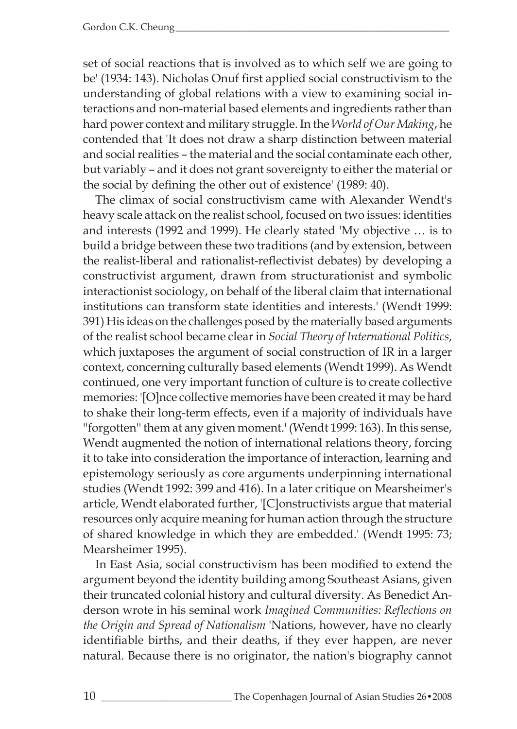set of social reactions that is involved as to which self we are going to be' (1934: 143). Nicholas Onuf first applied social constructivism to the understanding of global relations with a view to examining social interactions and non-material based elements and ingredients rather than hard power context and military struggle. In the *World of Our Making*, he contended that 'It does not draw a sharp distinction between material and social realities – the material and the social contaminate each other, but variably – and it does not grant sovereignty to either the material or the social by defining the other out of existence' (1989: 40).

The climax of social constructivism came with Alexander Wendt's heavy scale attack on the realist school, focused on two issues: identities and interests (1992 and 1999). He clearly stated 'My objective … is to build a bridge between these two traditions (and by extension, between the realist-liberal and rationalist-reflectivist debates) by developing a constructivist argument, drawn from structurationist and symbolic interactionist sociology, on behalf of the liberal claim that international institutions can transform state identities and interests.' (Wendt 1999: 391) His ideas on the challenges posed by the materially based arguments of the realist school became clear in *Social Theory of International Politics*, which juxtaposes the argument of social construction of IR in a larger context, concerning culturally based elements (Wendt 1999). As Wendt continued, one very important function of culture is to create collective memories: '[O]nce collective memories have been created it may be hard to shake their long-term effects, even if a majority of individuals have ''forgotten'' them at any given moment.' (Wendt 1999: 163). In this sense, Wendt augmented the notion of international relations theory, forcing it to take into consideration the importance of interaction, learning and epistemology seriously as core arguments underpinning international studies (Wendt 1992: 399 and 416). In a later critique on Mearsheimer's article, Wendt elaborated further, '[C]onstructivists argue that material resources only acquire meaning for human action through the structure of shared knowledge in which they are embedded.' (Wendt 1995: 73; Mearsheimer 1995).

In East Asia, social constructivism has been modified to extend the argument beyond the identity building among Southeast Asians, given their truncated colonial history and cultural diversity. As Benedict Anderson wrote in his seminal work *Imagined Communities: Reflections on the Origin and Spread of Nationalism* 'Nations, however, have no clearly identifiable births, and their deaths, if they ever happen, are never natural. Because there is no originator, the nation's biography cannot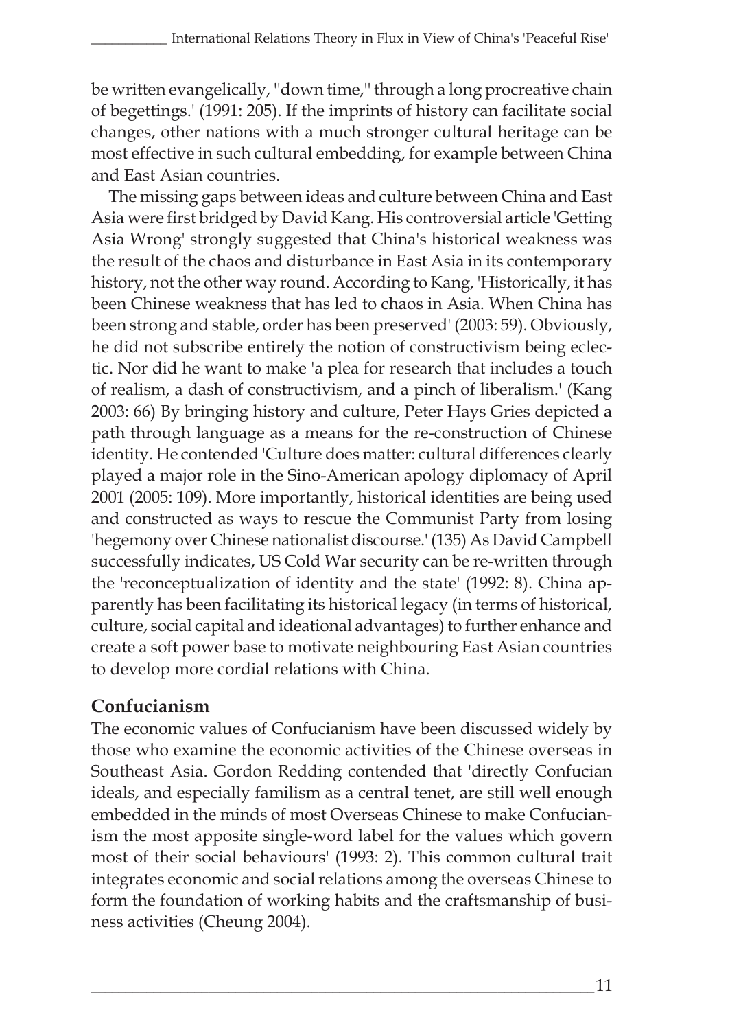be written evangelically, ''down time,'' through a long procreative chain of begettings.' (1991: 205). If the imprints of history can facilitate social changes, other nations with a much stronger cultural heritage can be most effective in such cultural embedding, for example between China and East Asian countries.

The missing gaps between ideas and culture between China and East Asia were first bridged by David Kang. His controversial article 'Getting Asia Wrong' strongly suggested that China's historical weakness was the result of the chaos and disturbance in East Asia in its contemporary history, not the other way round. According to Kang, 'Historically, it has been Chinese weakness that has led to chaos in Asia. When China has been strong and stable, order has been preserved' (2003: 59). Obviously, he did not subscribe entirely the notion of constructivism being eclectic. Nor did he want to make 'a plea for research that includes a touch of realism, a dash of constructivism, and a pinch of liberalism.' (Kang 2003: 66) By bringing history and culture, Peter Hays Gries depicted a path through language as a means for the re-construction of Chinese identity. He contended 'Culture does matter: cultural differences clearly played a major role in the Sino-American apology diplomacy of April 2001 (2005: 109). More importantly, historical identities are being used and constructed as ways to rescue the Communist Party from losing 'hegemony over Chinese nationalist discourse.' (135) As David Campbell successfully indicates, US Cold War security can be re-written through the 'reconceptualization of identity and the state' (1992: 8). China apparently has been facilitating its historical legacy (in terms of historical, culture, social capital and ideational advantages) to further enhance and create a soft power base to motivate neighbouring East Asian countries to develop more cordial relations with China.

## Confucianism

The economic values of Confucianism have been discussed widely by those who examine the economic activities of the Chinese overseas in Southeast Asia. Gordon Redding contended that 'directly Confucian ideals, and especially familism as a central tenet, are still well enough embedded in the minds of most Overseas Chinese to make Confucianism the most apposite single-word label for the values which govern most of their social behaviours' (1993: 2). This common cultural trait integrates economic and social relations among the overseas Chinese to form the foundation of working habits and the craftsmanship of business activities (Cheung 2004).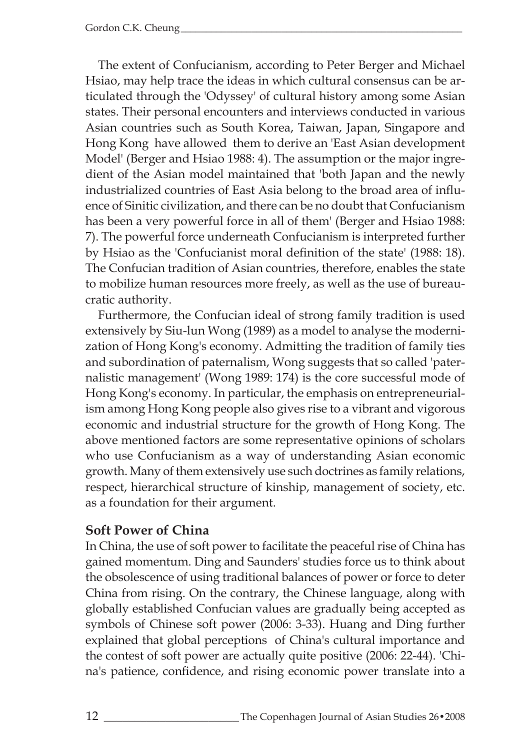The extent of Confucianism, according to Peter Berger and Michael Hsiao, may help trace the ideas in which cultural consensus can be articulated through the 'Odyssey' of cultural history among some Asian states. Their personal encounters and interviews conducted in various Asian countries such as South Korea, Taiwan, Japan, Singapore and Hong Kong have allowed them to derive an 'East Asian development Model' (Berger and Hsiao 1988: 4). The assumption or the major ingredient of the Asian model maintained that 'both Japan and the newly industrialized countries of East Asia belong to the broad area of influence of Sinitic civilization, and there can be no doubt that Confucianism has been a very powerful force in all of them' (Berger and Hsiao 1988: 7). The powerful force underneath Confucianism is interpreted further by Hsiao as the 'Confucianist moral definition of the state' (1988: 18). The Confucian tradition of Asian countries, therefore, enables the state to mobilize human resources more freely, as well as the use of bureaucratic authority.

Furthermore, the Confucian ideal of strong family tradition is used extensively by Siu-lun Wong (1989) as a model to analyse the modernization of Hong Kong's economy. Admitting the tradition of family ties and subordination of paternalism, Wong suggests that so called 'paternalistic management' (Wong 1989: 174) is the core successful mode of Hong Kong's economy. In particular, the emphasis on entrepreneurialism among Hong Kong people also gives rise to a vibrant and vigorous economic and industrial structure for the growth of Hong Kong. The above mentioned factors are some representative opinions of scholars who use Confucianism as a way of understanding Asian economic growth. Many of them extensively use such doctrines as family relations, respect, hierarchical structure of kinship, management of society, etc. as a foundation for their argument.

## Soft Power of China

In China, the use of soft power to facilitate the peaceful rise of China has gained momentum. Ding and Saunders' studies force us to think about the obsolescence of using traditional balances of power or force to deter China from rising. On the contrary, the Chinese language, along with globally established Confucian values are gradually being accepted as symbols of Chinese soft power (2006: 3-33). Huang and Ding further explained that global perceptions of China's cultural importance and the contest of soft power are actually quite positive (2006: 22-44). 'China's patience, confidence, and rising economic power translate into a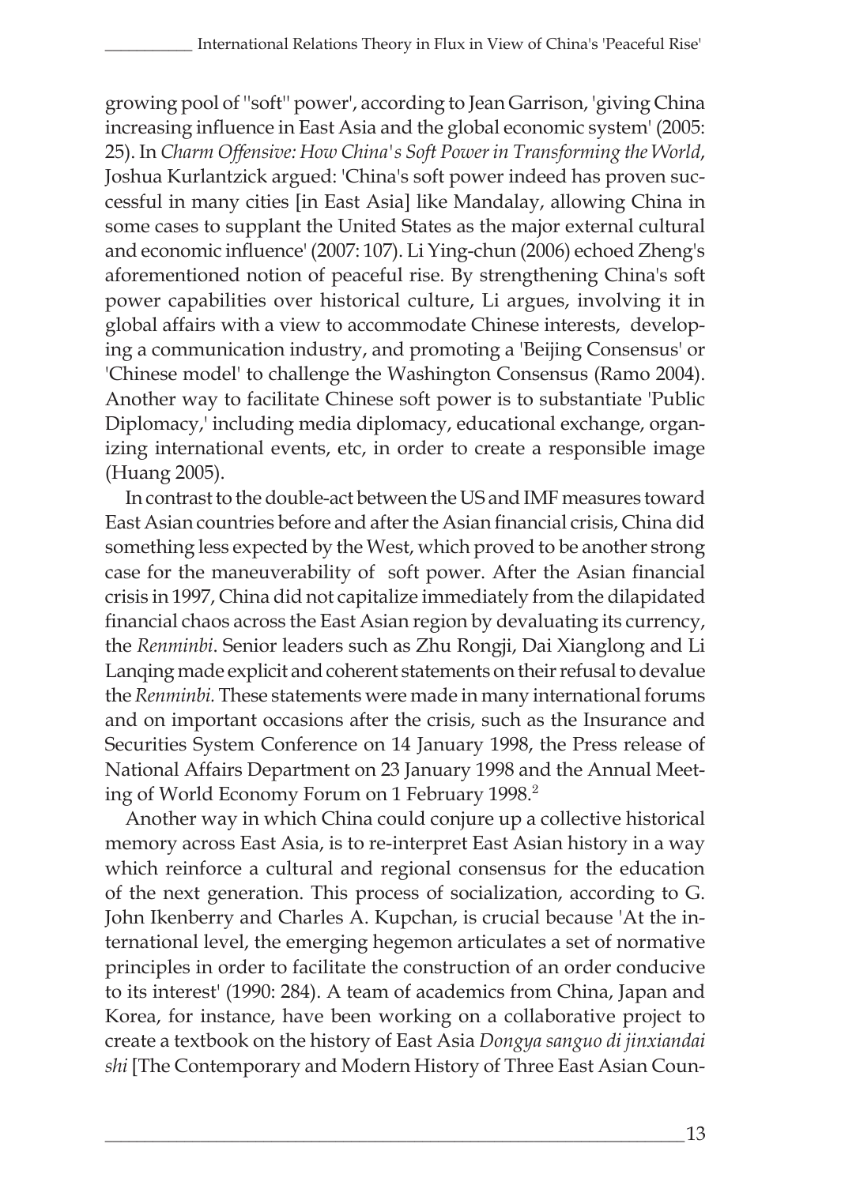growing pool of ''soft'' power', according to Jean Garrison, 'giving China increasing influence in East Asia and the global economic system' (2005: 25). In *Charm Offensive: How China's Soft Power in Transforming the World*, Joshua Kurlantzick argued: 'China's soft power indeed has proven successful in many cities [in East Asia] like Mandalay, allowing China in some cases to supplant the United States as the major external cultural and economic influence' (2007: 107). Li Ying-chun (2006) echoed Zheng's aforementioned notion of peaceful rise. By strengthening China's soft power capabilities over historical culture, Li argues, involving it in global affairs with a view to accommodate Chinese interests, developing a communication industry, and promoting a 'Beijing Consensus' or 'Chinese model' to challenge the Washington Consensus (Ramo 2004). Another way to facilitate Chinese soft power is to substantiate 'Public Diplomacy,' including media diplomacy, educational exchange, organizing international events, etc, in order to create a responsible image (Huang 2005).

In contrast to the double-act between the US and IMF measures toward East Asian countries before and after the Asian financial crisis, China did something less expected by the West, which proved to be another strong case for the maneuverability of soft power. After the Asian financial crisis in 1997, China did not capitalize immediately from the dilapidated financial chaos across the East Asian region by devaluating its currency, the *Renminbi*. Senior leaders such as Zhu Rongji, Dai Xianglong and Li Lanqing made explicit and coherent statements on their refusal to devalue the *Renminbi.* These statements were made in many international forums and on important occasions after the crisis, such as the Insurance and Securities System Conference on 14 January 1998, the Press release of National Affairs Department on 23 January 1998 and the Annual Meeting of World Economy Forum on 1 February 1998.[2]

Another way in which China could conjure up a collective historical memory across East Asia, is to re-interpret East Asian history in a way which reinforce a cultural and regional consensus for the education of the next generation. This process of socialization, according to G. John Ikenberry and Charles A. Kupchan, is crucial because 'At the international level, the emerging hegemon articulates a set of normative principles in order to facilitate the construction of an order conducive to its interest' (1990: 284). A team of academics from China, Japan and Korea, for instance, have been working on a collaborative project to create a textbook on the history of East Asia *Dongya sanguo di jinxiandai shi* [The Contemporary and Modern History of Three East Asian Coun-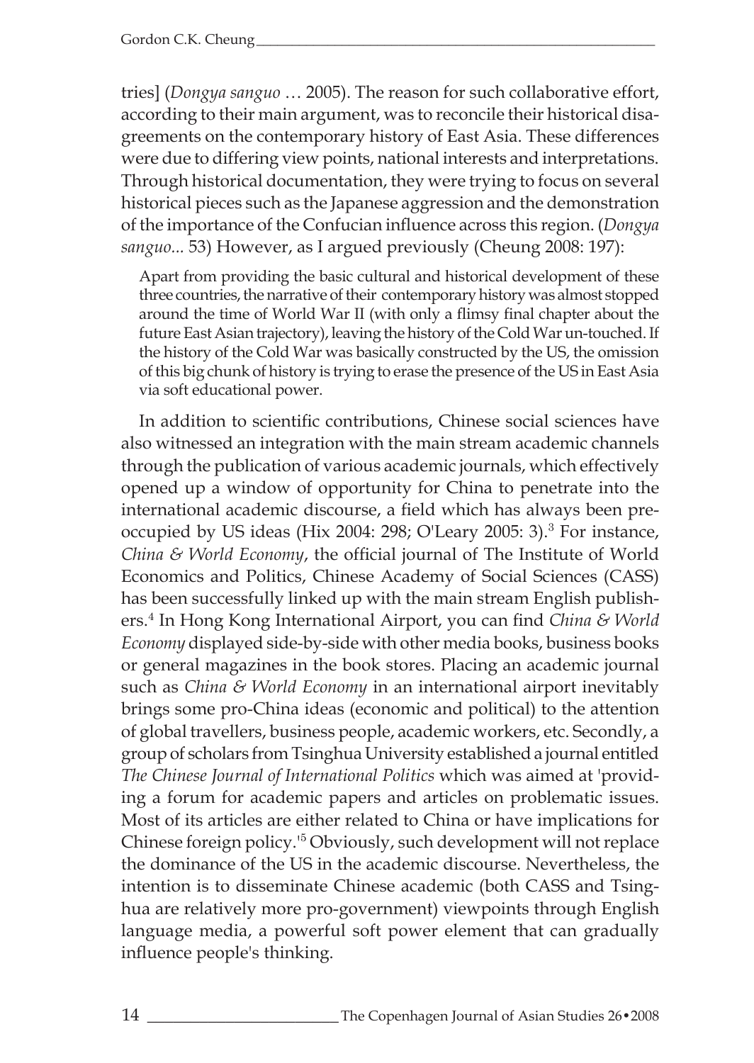tries] (*Dongya sanguo* … 2005). The reason for such collaborative effort, according to their main argument, was to reconcile their historical disagreements on the contemporary history of East Asia. These differences were due to differing view points, national interests and interpretations. Through historical documentation, they were trying to focus on several historical pieces such as the Japanese aggression and the demonstration of the importance of the Confucian influence across this region. (*Dongya sanguo...* 53) However, as I argued previously (Cheung 2008: 197):

> Apart from providing the basic cultural and historical development of these three countries, the narrative of their contemporary history was almost stopped around the time of World War II (with only a flimsy final chapter about the future East Asian trajectory), leaving the history of the Cold War un-touched. If the history of the Cold War was basically constructed by the US, the omission of this big chunk of history is trying to erase the presence of the US in East Asia via soft educational power.

In addition to scientific contributions, Chinese social sciences have also witnessed an integration with the main stream academic channels through the publication of various academic journals, which effectively opened up a window of opportunity for China to penetrate into the international academic discourse, a field which has always been preoccupied by US ideas (Hix 2004: 298; O'Leary 2005: 3).[3] For instance, *China & World Economy*, the official journal of The Institute of World Economics and Politics, Chinese Academy of Social Sciences (CASS) has been successfully linked up with the main stream English publishers.[4] In Hong Kong International Airport, you can find *China & World Economy* displayed side-by-side with other media books, business books or general magazines in the book stores. Placing an academic journal such as *China & World Economy* in an international airport inevitably brings some pro-China ideas (economic and political) to the attention of global travellers, business people, academic workers, etc. Secondly, a group of scholars from Tsinghua University established a journal entitled *The Chinese Journal of International Politics* which was aimed at 'providing a forum for academic papers and articles on problematic issues. Most of its articles are either related to China or have implications for Chinese foreign policy.'[5] Obviously, such development will not replace the dominance of the US in the academic discourse. Nevertheless, the intention is to disseminate Chinese academic (both CASS and Tsinghua are relatively more pro-government) viewpoints through English language media, a powerful soft power element that can gradually influence people's thinking.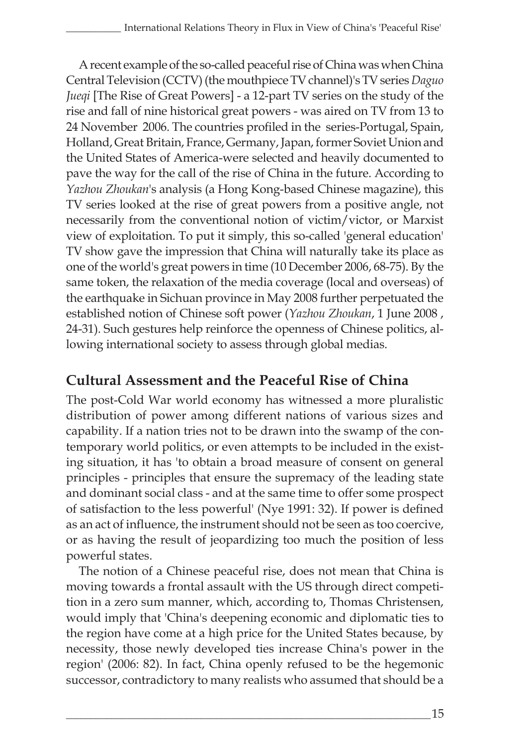A recent example of the so-called peaceful rise of China was when China Central Television (CCTV) (the mouthpiece TV channel)'s TV series *Daguo Jueqi* [The Rise of Great Powers] - a 12-part TV series on the study of the rise and fall of nine historical great powers - was aired on TV from 13 to 24 November 2006. The countries profiled in the series-Portugal, Spain, Holland, Great Britain, France, Germany, Japan, former Soviet Union and the United States of America-were selected and heavily documented to pave the way for the call of the rise of China in the future. According to *Yazhou Zhoukan*'s analysis (a Hong Kong-based Chinese magazine), this TV series looked at the rise of great powers from a positive angle, not necessarily from the conventional notion of victim/victor, or Marxist view of exploitation. To put it simply, this so-called 'general education' TV show gave the impression that China will naturally take its place as one of the world's great powers in time (10 December 2006, 68-75). By the same token, the relaxation of the media coverage (local and overseas) of the earthquake in Sichuan province in May 2008 further perpetuated the established notion of Chinese soft power (*Yazhou Zhoukan*, 1 June 2008 , 24-31). Such gestures help reinforce the openness of Chinese politics, allowing international society to assess through global medias.

## Cultural Assessment and the Peaceful Rise of China

The post-Cold War world economy has witnessed a more pluralistic distribution of power among different nations of various sizes and capability. If a nation tries not to be drawn into the swamp of the contemporary world politics, or even attempts to be included in the existing situation, it has 'to obtain a broad measure of consent on general principles - principles that ensure the supremacy of the leading state and dominant social class - and at the same time to offer some prospect of satisfaction to the less powerful' (Nye 1991: 32). If power is defined as an act of influence, the instrument should not be seen as too coercive, or as having the result of jeopardizing too much the position of less powerful states.

The notion of a Chinese peaceful rise, does not mean that China is moving towards a frontal assault with the US through direct competition in a zero sum manner, which, according to, Thomas Christensen, would imply that 'China's deepening economic and diplomatic ties to the region have come at a high price for the United States because, by necessity, those newly developed ties increase China's power in the region' (2006: 82). In fact, China openly refused to be the hegemonic successor, contradictory to many realists who assumed that should be a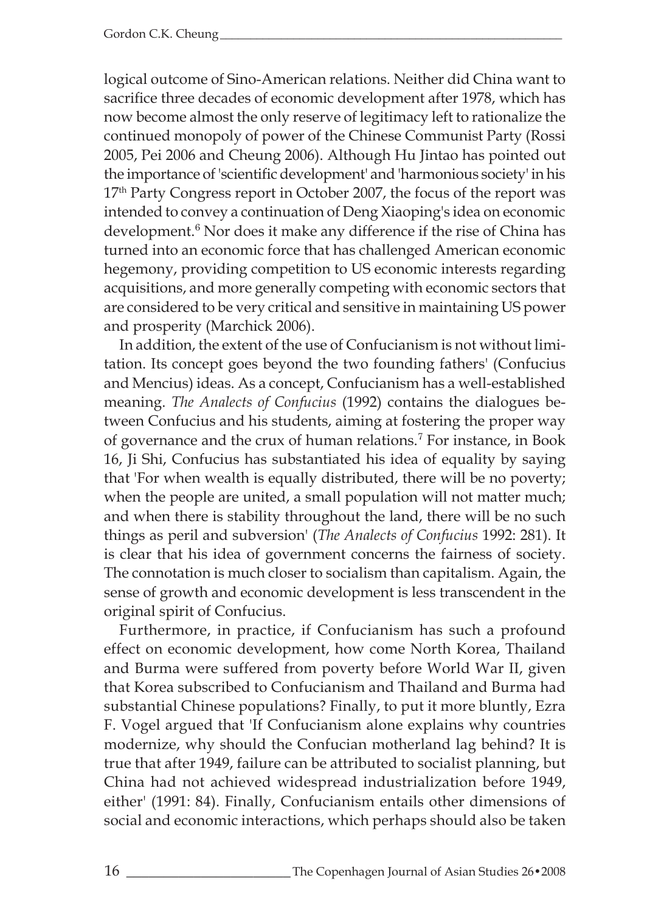logical outcome of Sino-American relations. Neither did China want to sacrifice three decades of economic development after 1978, which has now become almost the only reserve of legitimacy left to rationalize the continued monopoly of power of the Chinese Communist Party (Rossi 2005, Pei 2006 and Cheung 2006). Although Hu Jintao has pointed out the importance of 'scientific development' and 'harmonious society' in his 17th Party Congress report in October 2007, the focus of the report was intended to convey a continuation of Deng Xiaoping's idea on economic development.[6] Nor does it make any difference if the rise of China has turned into an economic force that has challenged American economic hegemony, providing competition to US economic interests regarding acquisitions, and more generally competing with economic sectors that are considered to be very critical and sensitive in maintaining US power and prosperity (Marchick 2006).

In addition, the extent of the use of Confucianism is not without limitation. Its concept goes beyond the two founding fathers' (Confucius and Mencius) ideas. As a concept, Confucianism has a well-established meaning. *The Analects of Confucius* (1992) contains the dialogues between Confucius and his students, aiming at fostering the proper way of governance and the crux of human relations.[7] For instance, in Book 16, Ji Shi, Confucius has substantiated his idea of equality by saying that 'For when wealth is equally distributed, there will be no poverty; when the people are united, a small population will not matter much; and when there is stability throughout the land, there will be no such things as peril and subversion' (*The Analects of Confucius* 1992: 281). It is clear that his idea of government concerns the fairness of society. The connotation is much closer to socialism than capitalism. Again, the sense of growth and economic development is less transcendent in the original spirit of Confucius.

Furthermore, in practice, if Confucianism has such a profound effect on economic development, how come North Korea, Thailand and Burma were suffered from poverty before World War II, given that Korea subscribed to Confucianism and Thailand and Burma had substantial Chinese populations? Finally, to put it more bluntly, Ezra F. Vogel argued that 'If Confucianism alone explains why countries modernize, why should the Confucian motherland lag behind? It is true that after 1949, failure can be attributed to socialist planning, but China had not achieved widespread industrialization before 1949, either' (1991: 84). Finally, Confucianism entails other dimensions of social and economic interactions, which perhaps should also be taken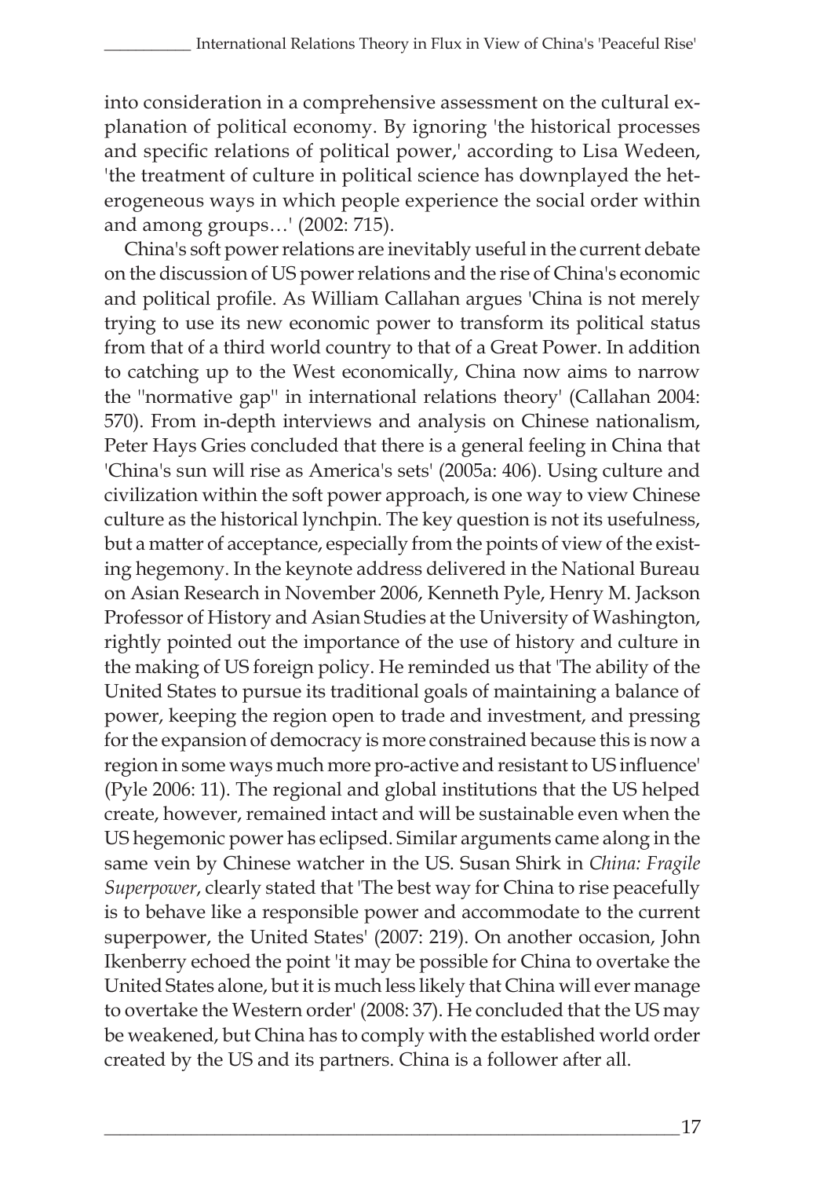into consideration in a comprehensive assessment on the cultural explanation of political economy. By ignoring 'the historical processes and specific relations of political power,' according to Lisa Wedeen, 'the treatment of culture in political science has downplayed the heterogeneous ways in which people experience the social order within and among groups…' (2002: 715).

China's soft power relations are inevitably useful in the current debate on the discussion of US power relations and the rise of China's economic and political profile. As William Callahan argues 'China is not merely trying to use its new economic power to transform its political status from that of a third world country to that of a Great Power. In addition to catching up to the West economically, China now aims to narrow the ''normative gap'' in international relations theory' (Callahan 2004: 570). From in-depth interviews and analysis on Chinese nationalism, Peter Hays Gries concluded that there is a general feeling in China that 'China's sun will rise as America's sets' (2005a: 406). Using culture and civilization within the soft power approach, is one way to view Chinese culture as the historical lynchpin. The key question is not its usefulness, but a matter of acceptance, especially from the points of view of the existing hegemony. In the keynote address delivered in the National Bureau on Asian Research in November 2006, Kenneth Pyle, Henry M. Jackson Professor of History and Asian Studies at the University of Washington, rightly pointed out the importance of the use of history and culture in the making of US foreign policy. He reminded us that 'The ability of the United States to pursue its traditional goals of maintaining a balance of power, keeping the region open to trade and investment, and pressing for the expansion of democracy is more constrained because this is now a region in some ways much more pro-active and resistant to US influence' (Pyle 2006: 11). The regional and global institutions that the US helped create, however, remained intact and will be sustainable even when the US hegemonic power has eclipsed. Similar arguments came along in the same vein by Chinese watcher in the US. Susan Shirk in *China: Fragile Superpower*, clearly stated that 'The best way for China to rise peacefully is to behave like a responsible power and accommodate to the current superpower, the United States' (2007: 219). On another occasion, John Ikenberry echoed the point 'it may be possible for China to overtake the United States alone, but it is much less likely that China will ever manage to overtake the Western order' (2008: 37). He concluded that the US may be weakened, but China has to comply with the established world order created by the US and its partners. China is a follower after all.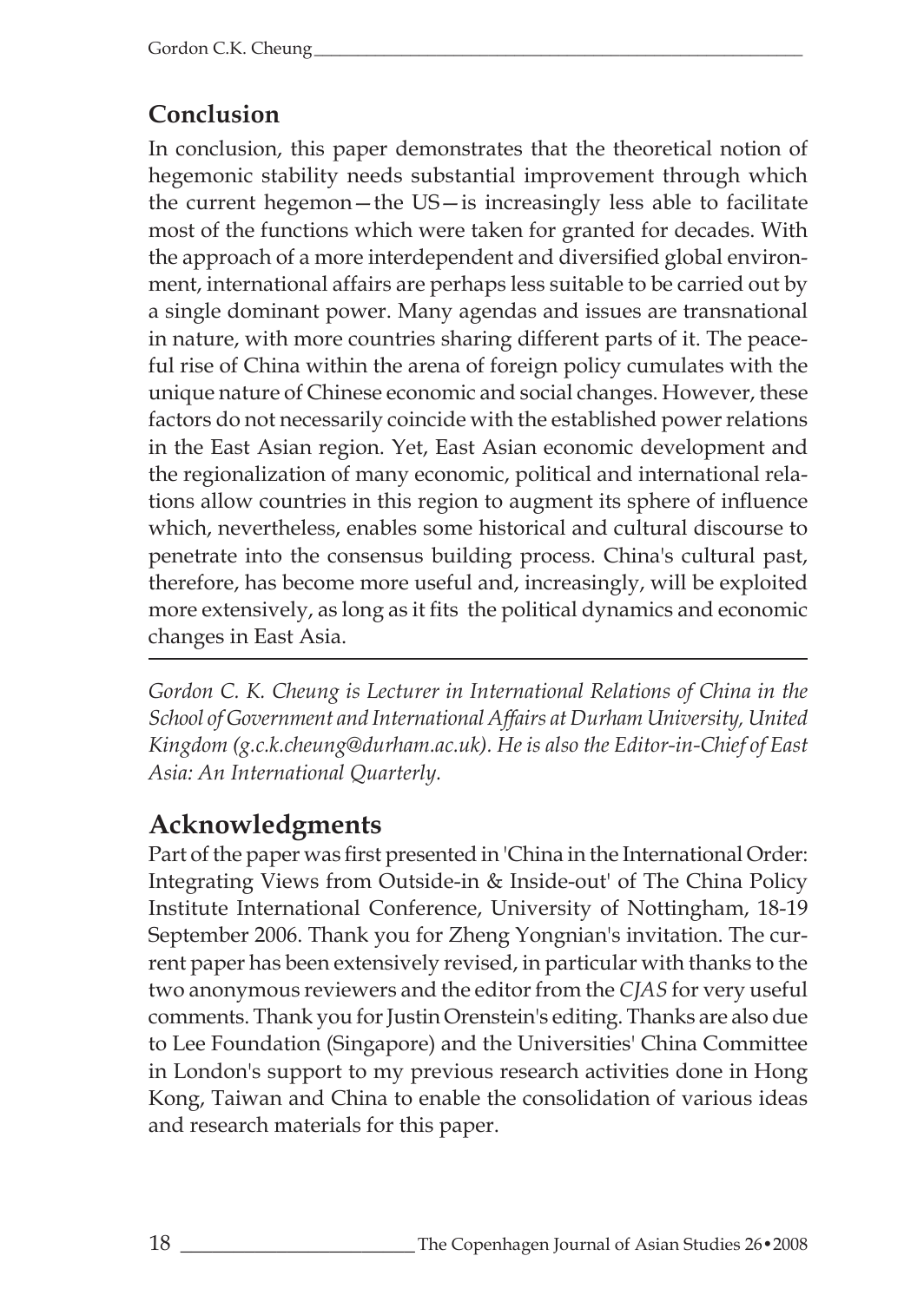## Conclusion

In conclusion, this paper demonstrates that the theoretical notion of hegemonic stability needs substantial improvement through which the current hegemon—the US—is increasingly less able to facilitate most of the functions which were taken for granted for decades. With the approach of a more interdependent and diversified global environment, international affairs are perhaps less suitable to be carried out by a single dominant power. Many agendas and issues are transnational in nature, with more countries sharing different parts of it. The peaceful rise of China within the arena of foreign policy cumulates with the unique nature of Chinese economic and social changes. However, these factors do not necessarily coincide with the established power relations in the East Asian region. Yet, East Asian economic development and the regionalization of many economic, political and international relations allow countries in this region to augment its sphere of influence which, nevertheless, enables some historical and cultural discourse to penetrate into the consensus building process. China's cultural past, therefore, has become more useful and, increasingly, will be exploited more extensively, as long as it fits the political dynamics and economic changes in East Asia.

---

*Gordon C. K. Cheung is Lecturer in International Relations of China in the School of Government and International Affairs at Durham University, United Kingdom (g.c.k.cheung@durham.ac.uk). He is also the Editor-in-Chief of East Asia: An International Quarterly.*

## Acknowledgments

Part of the paper was first presented in 'China in the International Order: Integrating Views from Outside-in & Inside-out' of The China Policy Institute International Conference, University of Nottingham, 18-19 September 2006. Thank you for Zheng Yongnian's invitation. The current paper has been extensively revised, in particular with thanks to the two anonymous reviewers and the editor from the *CJAS* for very useful comments. Thank you for Justin Orenstein's editing. Thanks are also due to Lee Foundation (Singapore) and the Universities' China Committee in London's support to my previous research activities done in Hong Kong, Taiwan and China to enable the consolidation of various ideas and research materials for this paper.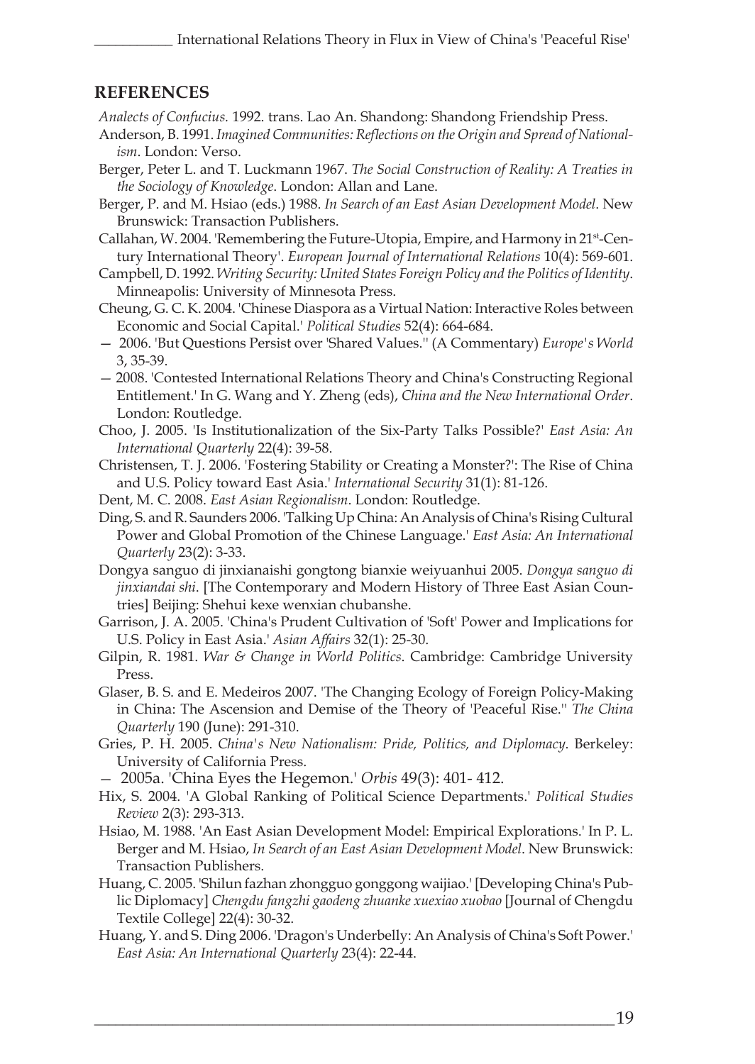## REFERENCES

*Analects of Confucius.* 1992. trans. Lao An. Shandong: Shandong Friendship Press.

Anderson, B. 1991. *Imagined Communities: Reflections on the Origin and Spread of Nationalism*. London: Verso.

Berger, Peter L. and T. Luckmann 1967. *The Social Construction of Reality: A Treaties in the Sociology of Knowledge*. London: Allan and Lane.

Berger, P. and M. Hsiao (eds.) 1988. *In Search of an East Asian Development Model*. New Brunswick: Transaction Publishers.

Callahan, W. 2004. 'Remembering the Future-Utopia, Empire, and Harmony in 21st-Century International Theory'. *European Journal of International Relations* 10(4): 569-601.

Campbell, D. 1992. *Writing Security: United States Foreign Policy and the Politics of Identity*. Minneapolis: University of Minnesota Press.

Cheung, G. C. K. 2004. 'Chinese Diaspora as a Virtual Nation: Interactive Roles between Economic and Social Capital.' *Political Studies* 52(4): 664-684.

— 2006. 'But Questions Persist over 'Shared Values.'' (A Commentary) *Europe's World* 3, 35-39.

— 2008. 'Contested International Relations Theory and China's Constructing Regional Entitlement.' In G. Wang and Y. Zheng (eds), *China and the New International Order*. London: Routledge.

Choo, J. 2005. 'Is Institutionalization of the Six-Party Talks Possible?' *East Asia: An International Quarterly* 22(4): 39-58.

Christensen, T. J. 2006. 'Fostering Stability or Creating a Monster?': The Rise of China and U.S. Policy toward East Asia.' *International Security* 31(1): 81-126.

Dent, M. C. 2008. *East Asian Regionalism*. London: Routledge.

Ding, S. and R. Saunders 2006. 'Talking Up China: An Analysis of China's Rising Cultural Power and Global Promotion of the Chinese Language.' *East Asia: An International Quarterly* 23(2): 3-33.

Dongya sanguo di jinxianaishi gongtong bianxie weiyuanhui 2005. *Dongya sanguo di jinxiandai shi*. [The Contemporary and Modern History of Three East Asian Countries] Beijing: Shehui kexe wenxian chubanshe.

Garrison, J. A. 2005. 'China's Prudent Cultivation of 'Soft' Power and Implications for U.S. Policy in East Asia.' *Asian Affairs* 32(1): 25-30.

Gilpin, R. 1981. *War & Change in World Politics*. Cambridge: Cambridge University Press.

Glaser, B. S. and E. Medeiros 2007. 'The Changing Ecology of Foreign Policy-Making in China: The Ascension and Demise of the Theory of 'Peaceful Rise.'' *The China Quarterly* 190 (June): 291-310.

Gries, P. H. 2005. *China's New Nationalism: Pride, Politics, and Diplomacy*. Berkeley: University of California Press.

— 2005a. 'China Eyes the Hegemon.' *Orbis* 49(3): 401- 412.

Hix, S. 2004. 'A Global Ranking of Political Science Departments.' *Political Studies Review* 2(3): 293-313.

Hsiao, M. 1988. 'An East Asian Development Model: Empirical Explorations.' In P. L. Berger and M. Hsiao, *In Search of an East Asian Development Model*. New Brunswick: Transaction Publishers.

Huang, C. 2005. 'Shilun fazhan zhongguo gonggong waijiao.' [Developing China's Public Diplomacy] *Chengdu fangzhi gaodeng zhuanke xuexiao xuobao* [Journal of Chengdu Textile College] 22(4): 30-32.

Huang, Y. and S. Ding 2006. 'Dragon's Underbelly: An Analysis of China's Soft Power.' *East Asia: An International Quarterly* 23(4): 22-44.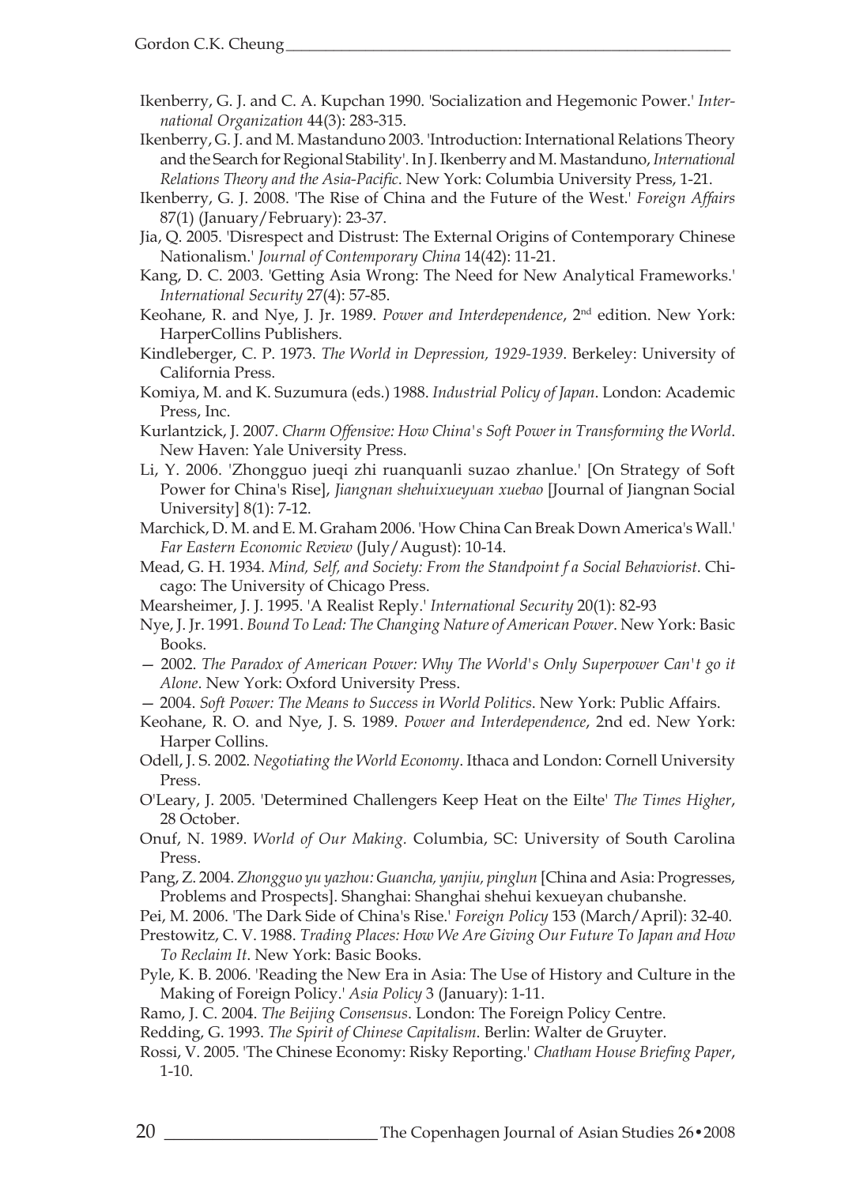Ikenberry, G. J. and C. A. Kupchan 1990. 'Socialization and Hegemonic Power.' *International Organization* 44(3): 283-315.

Ikenberry, G. J. and M. Mastanduno 2003. 'Introduction: International Relations Theory and the Search for Regional Stability'. In J. Ikenberry and M. Mastanduno, *International Relations Theory and the Asia-Pacific*. New York: Columbia University Press, 1-21.

Ikenberry, G. J. 2008. 'The Rise of China and the Future of the West.' *Foreign Affairs* 87(1) (January/February): 23-37.

Jia, Q. 2005. 'Disrespect and Distrust: The External Origins of Contemporary Chinese Nationalism.' *Journal of Contemporary China* 14(42): 11-21.

Kang, D. C. 2003. 'Getting Asia Wrong: The Need for New Analytical Frameworks.' *International Security* 27(4): 57-85.

Keohane, R. and Nye, J. Jr. 1989. *Power and Interdependence*, 2nd edition. New York: HarperCollins Publishers.

Kindleberger, C. P. 1973. *The World in Depression, 1929-1939*. Berkeley: University of California Press.

Komiya, M. and K. Suzumura (eds.) 1988. *Industrial Policy of Japan*. London: Academic Press, Inc.

Kurlantzick, J. 2007. *Charm Offensive: How China's Soft Power in Transforming the World*. New Haven: Yale University Press.

Li, Y. 2006. 'Zhongguo jueqi zhi ruanquanli suzao zhanlue.' [On Strategy of Soft Power for China's Rise], *Jiangnan shehuixueyuan xuebao* [Journal of Jiangnan Social University] 8(1): 7-12.

Marchick, D. M. and E. M. Graham 2006. 'How China Can Break Down America's Wall.' *Far Eastern Economic Review* (July/August): 10-14.

Mead, G. H. 1934. *Mind, Self, and Society: From the Standpoint f a Social Behaviorist*. Chicago: The University of Chicago Press.

Mearsheimer, J. J. 1995. 'A Realist Reply.' *International Security* 20(1): 82-93

Nye, J. Jr. 1991. *Bound To Lead: The Changing Nature of American Power*. New York: Basic Books.

— 2002. *The Paradox of American Power: Why The World's Only Superpower Can't go it Alone*. New York: Oxford University Press.

— 2004. *Soft Power: The Means to Success in World Politics*. New York: Public Affairs.

Keohane, R. O. and Nye, J. S. 1989. *Power and Interdependence*, 2nd ed. New York: Harper Collins.

Odell, J. S. 2002. *Negotiating the World Economy*. Ithaca and London: Cornell University Press.

O'Leary, J. 2005. 'Determined Challengers Keep Heat on the Eilte' *The Times Higher*, 28 October.

Onuf, N. 1989. *World of Our Making*. Columbia, SC: University of South Carolina Press.

Pang, Z. 2004. *Zhongguo yu yazhou: Guancha, yanjiu, pinglun* [China and Asia: Progresses, Problems and Prospects]. Shanghai: Shanghai shehui kexueyan chubanshe.

Pei, M. 2006. 'The Dark Side of China's Rise.' *Foreign Policy* 153 (March/April): 32-40.

Prestowitz, C. V. 1988. *Trading Places: How We Are Giving Our Future To Japan and How To Reclaim It*. New York: Basic Books.

Pyle, K. B. 2006. 'Reading the New Era in Asia: The Use of History and Culture in the Making of Foreign Policy.' *Asia Policy* 3 (January): 1-11.

Ramo, J. C. 2004. *The Beijing Consensus*. London: The Foreign Policy Centre.

Redding, G. 1993. *The Spirit of Chinese Capitalism*. Berlin: Walter de Gruyter.

Rossi, V. 2005. 'The Chinese Economy: Risky Reporting.' *Chatham House Briefing Paper*, 1-10.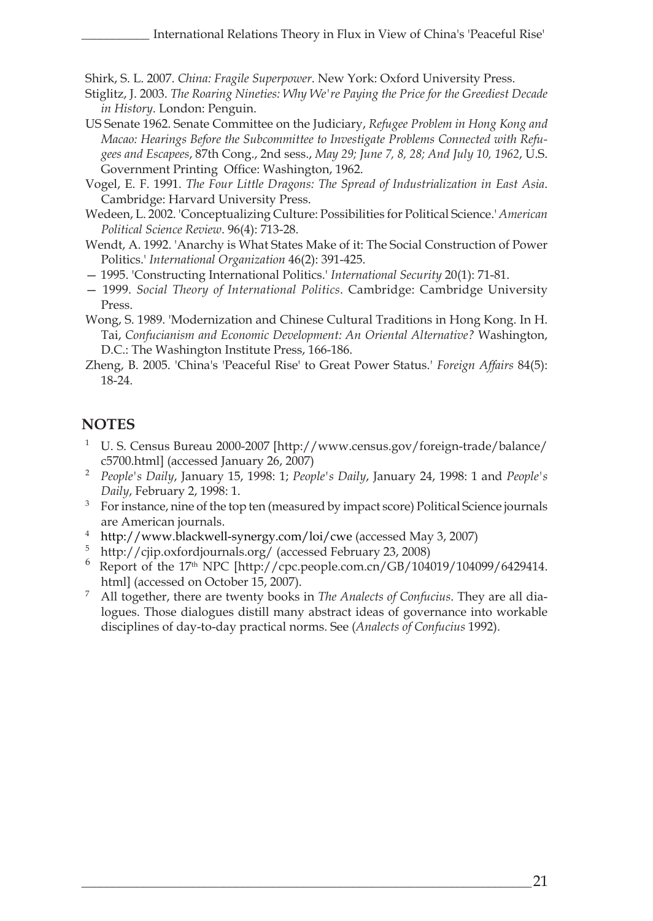Shirk, S. L. 2007. *China: Fragile Superpower*. New York: Oxford University Press.

Stiglitz, J. 2003. *The Roaring Nineties: Why We're Paying the Price for the Greediest Decade in History*. London: Penguin.

US Senate 1962. Senate Committee on the Judiciary, *Refugee Problem in Hong Kong and Macao: Hearings Before the Subcommittee to Investigate Problems Connected with Refugees and Escapees*, 87th Cong., 2nd sess., *May 29; June 7, 8, 28; And July 10, 1962*, U.S. Government Printing Office: Washington, 1962.

Vogel, E. F. 1991. *The Four Little Dragons: The Spread of Industrialization in East Asia*. Cambridge: Harvard University Press.

Wedeen, L. 2002. 'Conceptualizing Culture: Possibilities for Political Science.' *American Political Science Review*. 96(4): 713-28.

Wendt, A. 1992. 'Anarchy is What States Make of it: The Social Construction of Power Politics.' *International Organization* 46(2): 391-425.

— 1995. 'Constructing International Politics.' *International Security* 20(1): 71-81.

— 1999. *Social Theory of International Politics*. Cambridge: Cambridge University Press.

Wong, S. 1989. 'Modernization and Chinese Cultural Traditions in Hong Kong. In H. Tai, *Confucianism and Economic Development: An Oriental Alternative?* Washington, D.C.: The Washington Institute Press, 166-186.

Zheng, B. 2005. 'China's 'Peaceful Rise' to Great Power Status.' *Foreign Affairs* 84(5): 18-24.

## NOTES

1. U. S. Census Bureau 2000-2007 [http://www.census.gov/foreign-trade/balance/c5700.html] (accessed January 26, 2007)
2. *People's Daily*, January 15, 1998: 1; *People's Daily*, January 24, 1998: 1 and *People's Daily*, February 2, 1998: 1.
3. For instance, nine of the top ten (measured by impact score) Political Science journals are American journals.
4. http://www.blackwell-synergy.com/loi/cwe (accessed May 3, 2007)
5. http://cjip.oxfordjournals.org/ (accessed February 23, 2008)
6. Report of the 17th NPC [http://cpc.people.com.cn/GB/104019/104099/6429414.html] (accessed on October 15, 2007).
7. All together, there are twenty books in *The Analects of Confucius*. They are all dialogues. Those dialogues distill many abstract ideas of governance into workable disciplines of day-to-day practical norms. See (*Analects of Confucius* 1992).